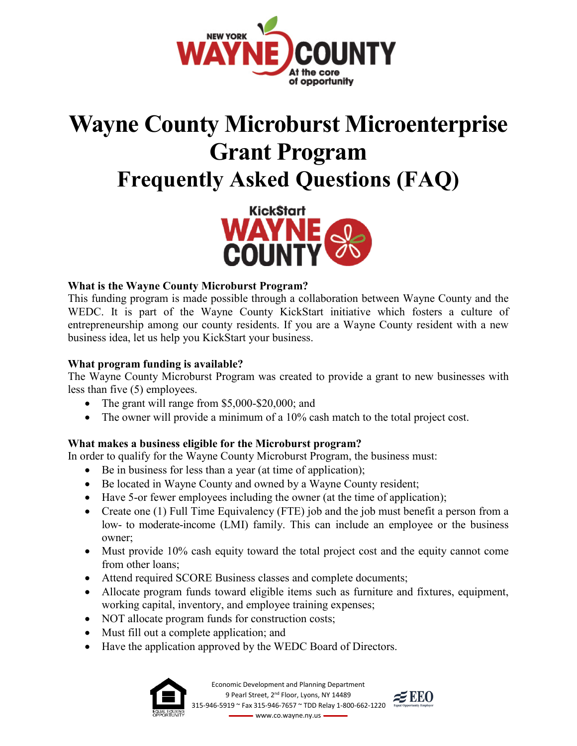# Wayne County Microburst Microenterprise Grant Program

# Frequently Asked Questions (FAQ)

**What is the Wayne County Microburst Program?**

This funding program is made possible through a collaboration between Wayne County and the WEDC. It is part of the Wayne County KickStart initiative which fosters a culture of entrepreneurship among our county residents. If you are a Wayne County resident with a new business idea, let us help you KickStart your business.

**What program funding is available?**

The Wayne County Microburst Program was created to provide a grant to new businesses with less than five (5) employees.

- The grant will range from $5,000-$20,000; and
- The owner will provide a minimum of a 10% cash match to the total project cost.

**What makes a business eligible for the Microburst program?**

In order to qualify for the Wayne County Microburst Program, the business must:

- Be in business for less than a year (at time of application);
- Be located in Wayne County and owned by a Wayne County resident;
- Have 5-or fewer employees including the owner (at the time of application);
- Create one (1) Full Time Equivalency (FTE) job and the job must benefit a person from a low- to moderate-income (LMI) family. This can include an employee or the business owner;
- Must provide 10% cash equity toward the total project cost and the equity cannot come from other loans;
- Attend required SCORE Business classes and complete documents;
- Allocate program funds toward eligible items such as furniture and fixtures, equipment, working capital, inventory, and employee training expenses;
- NOT allocate program funds for construction costs;
- Must fill out a complete application; and
- Have the application approved by the WEDC Board of Directors.

Economic Development and Planning Department
9 Pearl Street, 2nd Floor, Lyons, NY 14489
315-946-5919 ~ Fax 315-946-7657 ~ TDD Relay 1-800-662-1220
www.co.wayne.ny.us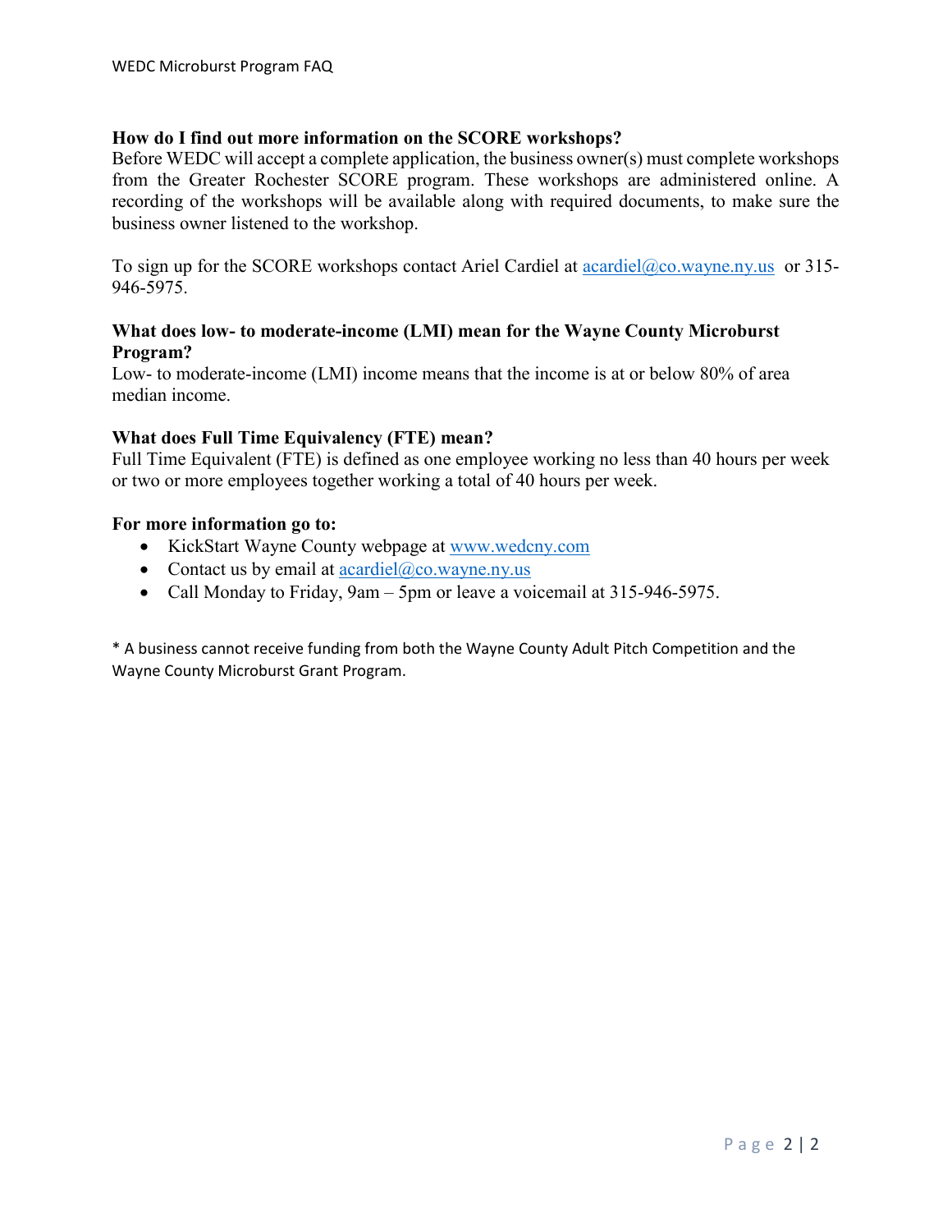### How do I find out more information on the SCORE workshops?

Before WEDC will accept a complete application, the business owner(s) must complete workshops from the Greater Rochester SCORE program. These workshops are administered online. A recording of the workshops will be available along with required documents, to make sure the business owner listened to the workshop.

To sign up for the SCORE workshops contact Ariel Cardiel at acardiel@co.wayne.ny.us or 315-946-5975.

### What does low- to moderate-income (LMI) mean for the Wayne County Microburst Program?

Low- to moderate-income (LMI) income means that the income is at or below 80% of area median income.

### What does Full Time Equivalency (FTE) mean?

Full Time Equivalent (FTE) is defined as one employee working no less than 40 hours per week or two or more employees together working a total of 40 hours per week.

### For more information go to:

- KickStart Wayne County webpage at www.wedcny.com
- Contact us by email at acardiel@co.wayne.ny.us
- Call Monday to Friday, 9am – 5pm or leave a voicemail at 315-946-5975.

* A business cannot receive funding from both the Wayne County Adult Pitch Competition and the Wayne County Microburst Grant Program.